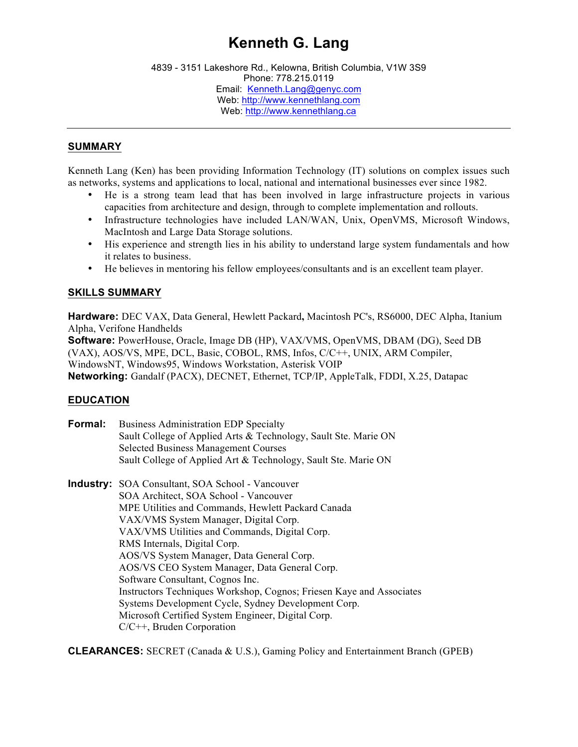# Kenneth G. Lang

4839 - 3151 Lakeshore Rd., Kelowna, British Columbia, V1W 3S9
Phone: 778.215.0119
Email: Kenneth.Lang@genyc.com
Web: http://www.kennethlang.com
Web: http://www.kennethlang.ca

---

## SUMMARY

Kenneth Lang (Ken) has been providing Information Technology (IT) solutions on complex issues such as networks, systems and applications to local, national and international businesses ever since 1982.

- He is a strong team lead that has been involved in large infrastructure projects in various capacities from architecture and design, through to complete implementation and rollouts.
- Infrastructure technologies have included LAN/WAN, Unix, OpenVMS, Microsoft Windows, MacIntosh and Large Data Storage solutions.
- His experience and strength lies in his ability to understand large system fundamentals and how it relates to business.
- He believes in mentoring his fellow employees/consultants and is an excellent team player.

## SKILLS SUMMARY

**Hardware:** DEC VAX, Data General, Hewlett Packard**,** Macintosh PC's, RS6000, DEC Alpha, Itanium Alpha, Verifone Handhelds
**Software:** PowerHouse, Oracle, Image DB (HP), VAX/VMS, OpenVMS, DBAM (DG), Seed DB (VAX), AOS/VS, MPE, DCL, Basic, COBOL, RMS, Infos, C/C++, UNIX, ARM Compiler, WindowsNT, Windows95, Windows Workstation, Asterisk VOIP
**Networking:** Gandalf (PACX), DECNET, Ethernet, TCP/IP, AppleTalk, FDDI, X.25, Datapac

## EDUCATION

**Formal:**
Business Administration EDP Specialty
Sault College of Applied Arts & Technology, Sault Ste. Marie ON
Selected Business Management Courses
Sault College of Applied Art & Technology, Sault Ste. Marie ON

**Industry:**
SOA Consultant, SOA School - Vancouver
SOA Architect, SOA School - Vancouver
MPE Utilities and Commands, Hewlett Packard Canada
VAX/VMS System Manager, Digital Corp.
VAX/VMS Utilities and Commands, Digital Corp.
RMS Internals, Digital Corp.
AOS/VS System Manager, Data General Corp.
AOS/VS CEO System Manager, Data General Corp.
Software Consultant, Cognos Inc.
Instructors Techniques Workshop, Cognos; Friesen Kaye and Associates
Systems Development Cycle, Sydney Development Corp.
Microsoft Certified System Engineer, Digital Corp.
C/C++, Bruden Corporation

**CLEARANCES:** SECRET (Canada & U.S.), Gaming Policy and Entertainment Branch (GPEB)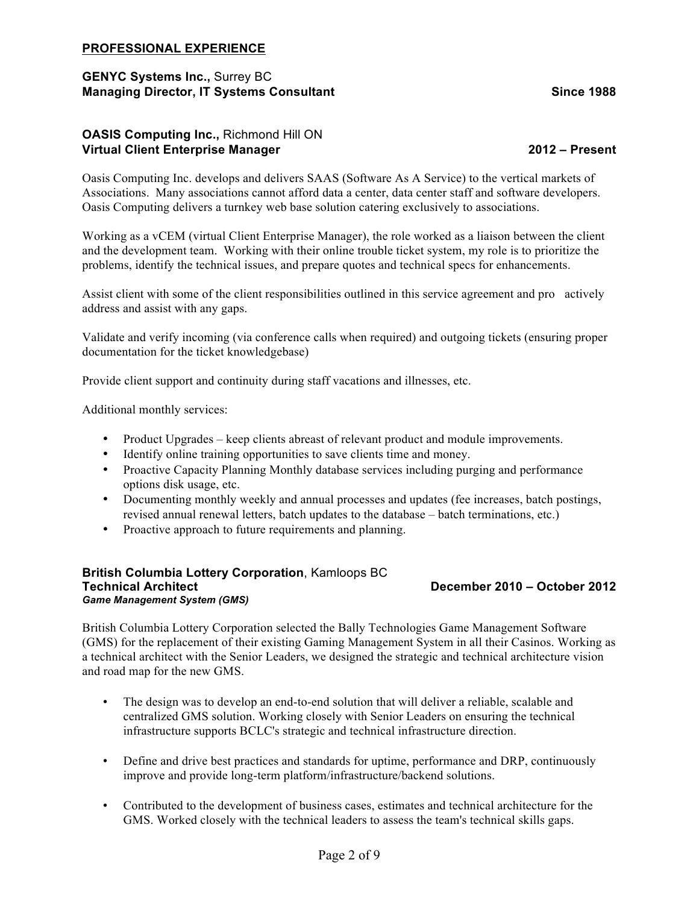## PROFESSIONAL EXPERIENCE

**GENYC Systems Inc.,** Surrey BC
**Managing Director, IT Systems Consultant** **Since 1988**

**OASIS Computing Inc.,** Richmond Hill ON
**Virtual Client Enterprise Manager** **2012 – Present**

Oasis Computing Inc. develops and delivers SAAS (Software As A Service) to the vertical markets of Associations. Many associations cannot afford data a center, data center staff and software developers. Oasis Computing delivers a turnkey web base solution catering exclusively to associations.

Working as a vCEM (virtual Client Enterprise Manager), the role worked as a liaison between the client and the development team. Working with their online trouble ticket system, my role is to prioritize the problems, identify the technical issues, and prepare quotes and technical specs for enhancements.

Assist client with some of the client responsibilities outlined in this service agreement and pro actively address and assist with any gaps.

Validate and verify incoming (via conference calls when required) and outgoing tickets (ensuring proper documentation for the ticket knowledgebase)

Provide client support and continuity during staff vacations and illnesses, etc.

Additional monthly services:

- Product Upgrades – keep clients abreast of relevant product and module improvements.
- Identify online training opportunities to save clients time and money.
- Proactive Capacity Planning Monthly database services including purging and performance options disk usage, etc.
- Documenting monthly weekly and annual processes and updates (fee increases, batch postings, revised annual renewal letters, batch updates to the database – batch terminations, etc.)
- Proactive approach to future requirements and planning.

**British Columbia Lottery Corporation**, Kamloops BC
**Technical Architect** **December 2010 – October 2012**
***Game Management System (GMS)***

British Columbia Lottery Corporation selected the Bally Technologies Game Management Software (GMS) for the replacement of their existing Gaming Management System in all their Casinos. Working as a technical architect with the Senior Leaders, we designed the strategic and technical architecture vision and road map for the new GMS.

- The design was to develop an end-to-end solution that will deliver a reliable, scalable and centralized GMS solution. Working closely with Senior Leaders on ensuring the technical infrastructure supports BCLC's strategic and technical infrastructure direction.

- Define and drive best practices and standards for uptime, performance and DRP, continuously improve and provide long-term platform/infrastructure/backend solutions.

- Contributed to the development of business cases, estimates and technical architecture for the GMS. Worked closely with the technical leaders to assess the team's technical skills gaps.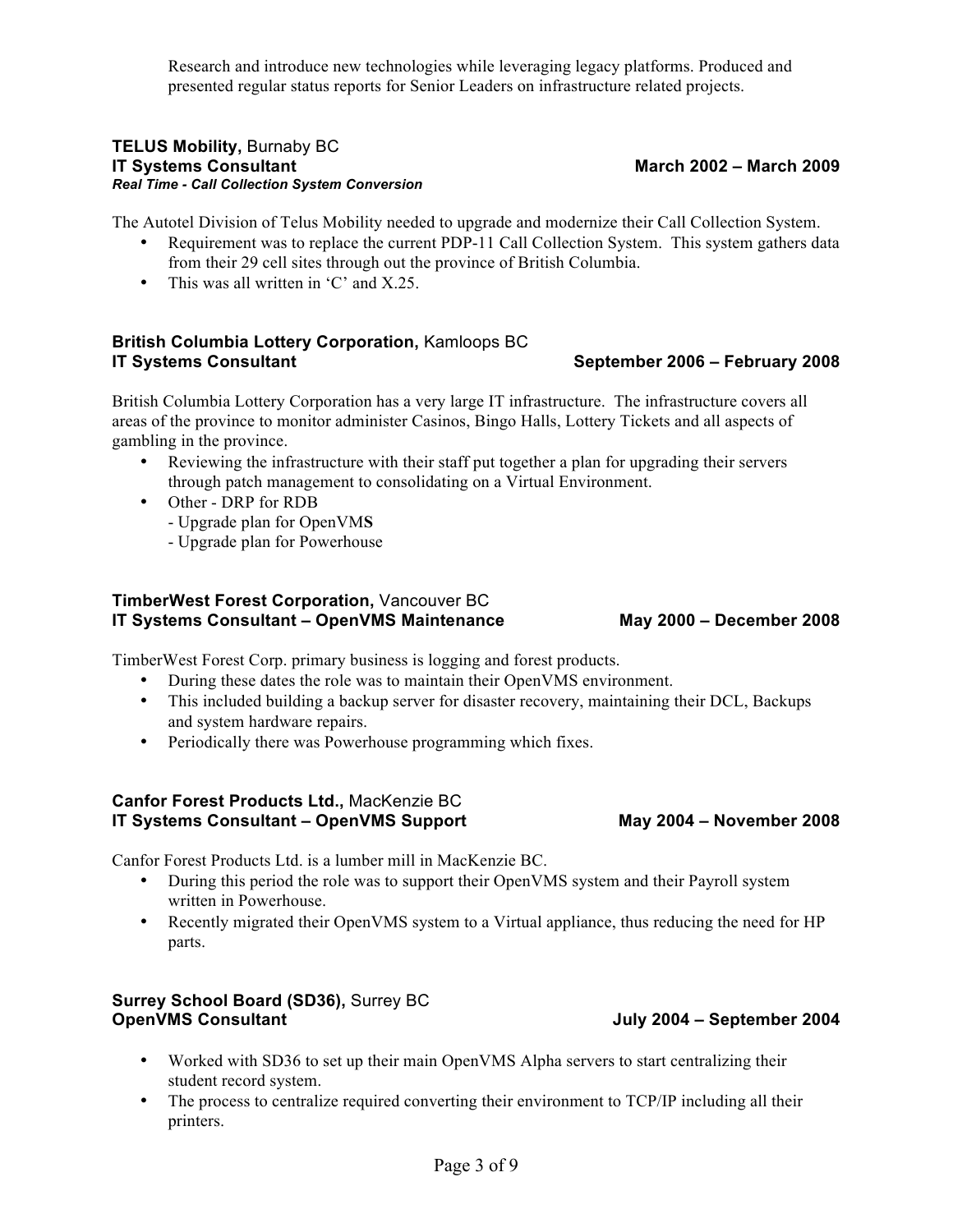Research and introduce new technologies while leveraging legacy platforms. Produced and presented regular status reports for Senior Leaders on infrastructure related projects.

**TELUS Mobility,** Burnaby BC
**IT Systems Consultant** **March 2002 – March 2009**
***Real Time - Call Collection System Conversion***

The Autotel Division of Telus Mobility needed to upgrade and modernize their Call Collection System.

- Requirement was to replace the current PDP-11 Call Collection System. This system gathers data from their 29 cell sites through out the province of British Columbia.
- This was all written in 'C' and X.25.

**British Columbia Lottery Corporation,** Kamloops BC
**IT Systems Consultant** **September 2006 – February 2008**

British Columbia Lottery Corporation has a very large IT infrastructure. The infrastructure covers all areas of the province to monitor administer Casinos, Bingo Halls, Lottery Tickets and all aspects of gambling in the province.

- Reviewing the infrastructure with their staff put together a plan for upgrading their servers through patch management to consolidating on a Virtual Environment.
- Other - DRP for RDB
  - Upgrade plan for OpenVM**S**
  - Upgrade plan for Powerhouse

**TimberWest Forest Corporation,** Vancouver BC
**IT Systems Consultant – OpenVMS Maintenance** **May 2000 – December 2008**

TimberWest Forest Corp. primary business is logging and forest products.

- During these dates the role was to maintain their OpenVMS environment.
- This included building a backup server for disaster recovery, maintaining their DCL, Backups and system hardware repairs.
- Periodically there was Powerhouse programming which fixes.

**Canfor Forest Products Ltd.,** MacKenzie BC
**IT Systems Consultant – OpenVMS Support** **May 2004 – November 2008**

Canfor Forest Products Ltd. is a lumber mill in MacKenzie BC.

- During this period the role was to support their OpenVMS system and their Payroll system written in Powerhouse.
- Recently migrated their OpenVMS system to a Virtual appliance, thus reducing the need for HP parts.

**Surrey School Board (SD36),** Surrey BC
**OpenVMS Consultant** **July 2004 – September 2004**

- Worked with SD36 to set up their main OpenVMS Alpha servers to start centralizing their student record system.
- The process to centralize required converting their environment to TCP/IP including all their printers.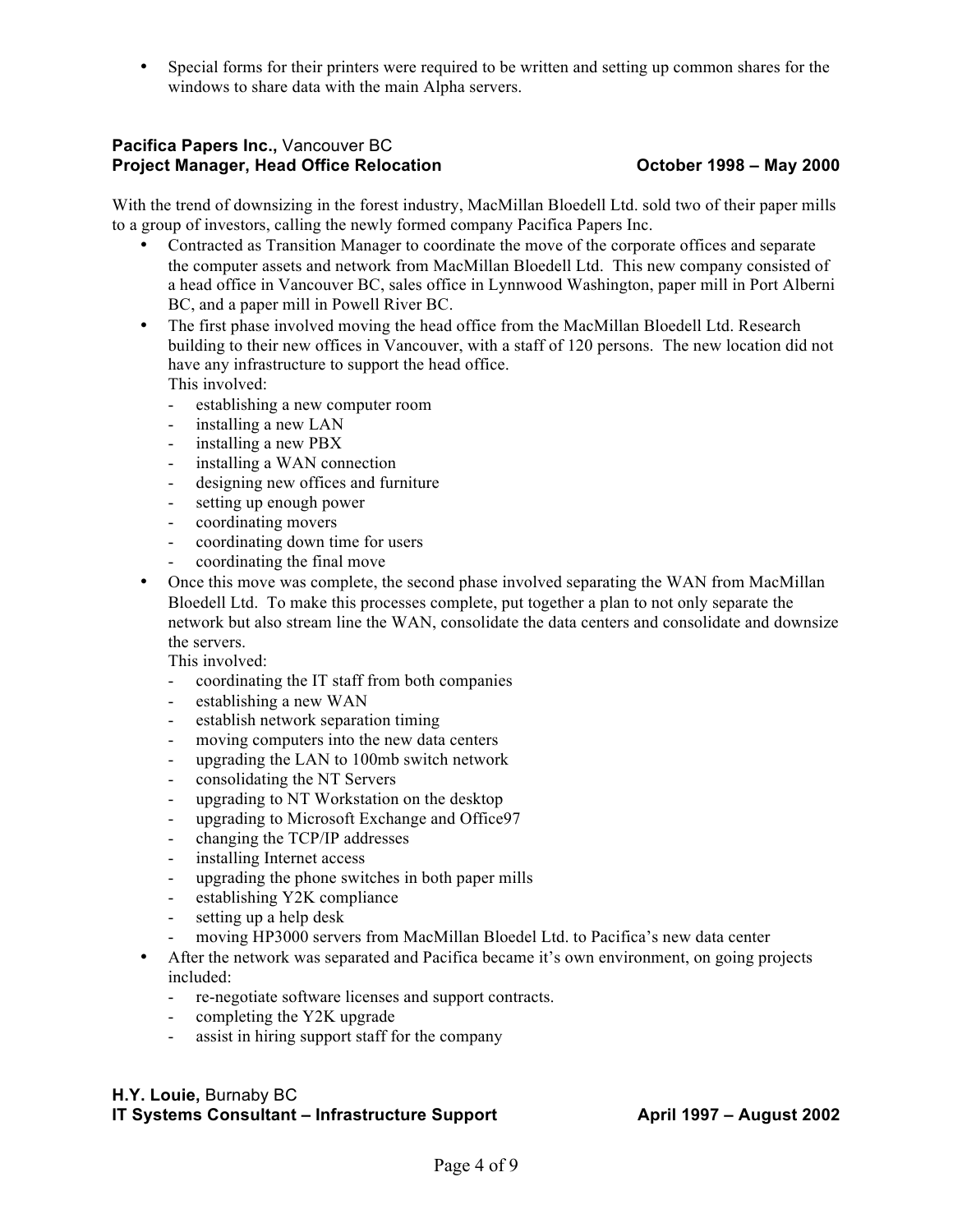- Special forms for their printers were required to be written and setting up common shares for the windows to share data with the main Alpha servers.

**Pacifica Papers Inc.,** Vancouver BC
**Project Manager, Head Office Relocation** **October 1998 – May 2000**

With the trend of downsizing in the forest industry, MacMillan Bloedell Ltd. sold two of their paper mills to a group of investors, calling the newly formed company Pacifica Papers Inc.

- Contracted as Transition Manager to coordinate the move of the corporate offices and separate the computer assets and network from MacMillan Bloedell Ltd. This new company consisted of a head office in Vancouver BC, sales office in Lynnwood Washington, paper mill in Port Alberni BC, and a paper mill in Powell River BC.
- The first phase involved moving the head office from the MacMillan Bloedell Ltd. Research building to their new offices in Vancouver, with a staff of 120 persons. The new location did not have any infrastructure to support the head office.
  This involved:
  - establishing a new computer room
  - installing a new LAN
  - installing a new PBX
  - installing a WAN connection
  - designing new offices and furniture
  - setting up enough power
  - coordinating movers
  - coordinating down time for users
  - coordinating the final move
- Once this move was complete, the second phase involved separating the WAN from MacMillan Bloedell Ltd. To make this processes complete, put together a plan to not only separate the network but also stream line the WAN, consolidate the data centers and consolidate and downsize the servers.
  This involved:
  - coordinating the IT staff from both companies
  - establishing a new WAN
  - establish network separation timing
  - moving computers into the new data centers
  - upgrading the LAN to 100mb switch network
  - consolidating the NT Servers
  - upgrading to NT Workstation on the desktop
  - upgrading to Microsoft Exchange and Office97
  - changing the TCP/IP addresses
  - installing Internet access
  - upgrading the phone switches in both paper mills
  - establishing Y2K compliance
  - setting up a help desk
  - moving HP3000 servers from MacMillan Bloedel Ltd. to Pacifica's new data center
- After the network was separated and Pacifica became it's own environment, on going projects included:
  - re-negotiate software licenses and support contracts.
  - completing the Y2K upgrade
  - assist in hiring support staff for the company

**H.Y. Louie,** Burnaby BC
**IT Systems Consultant – Infrastructure Support** **April 1997 – August 2002**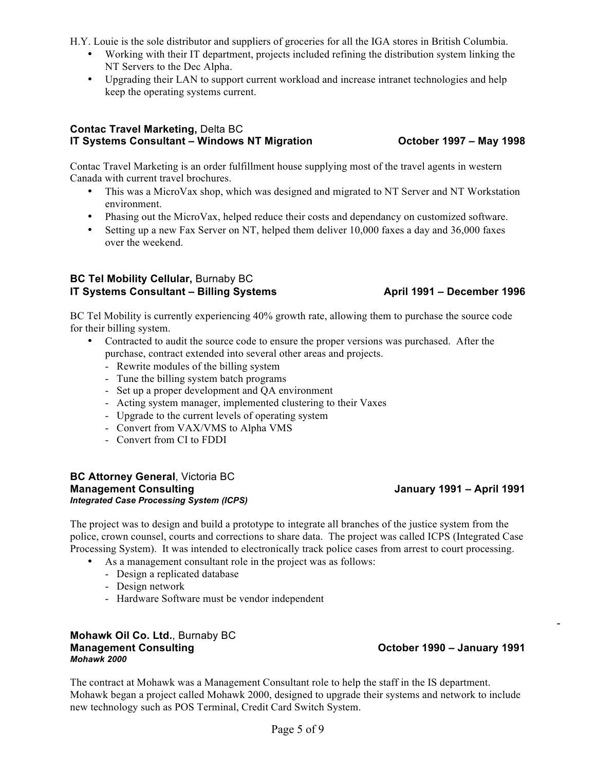H.Y. Louie is the sole distributor and suppliers of groceries for all the IGA stores in British Columbia.

- Working with their IT department, projects included refining the distribution system linking the NT Servers to the Dec Alpha.
- Upgrading their LAN to support current workload and increase intranet technologies and help keep the operating systems current.

**Contac Travel Marketing,** Delta BC
**IT Systems Consultant – Windows NT Migration** **October 1997 – May 1998**

Contac Travel Marketing is an order fulfillment house supplying most of the travel agents in western Canada with current travel brochures.

- This was a MicroVax shop, which was designed and migrated to NT Server and NT Workstation environment.
- Phasing out the MicroVax, helped reduce their costs and dependancy on customized software.
- Setting up a new Fax Server on NT, helped them deliver 10,000 faxes a day and 36,000 faxes over the weekend.

**BC Tel Mobility Cellular,** Burnaby BC
**IT Systems Consultant – Billing Systems** **April 1991 – December 1996**

BC Tel Mobility is currently experiencing 40% growth rate, allowing them to purchase the source code for their billing system.

- Contracted to audit the source code to ensure the proper versions was purchased. After the purchase, contract extended into several other areas and projects.
  - Rewrite modules of the billing system
  - Tune the billing system batch programs
  - Set up a proper development and QA environment
  - Acting system manager, implemented clustering to their Vaxes
  - Upgrade to the current levels of operating system
  - Convert from VAX/VMS to Alpha VMS
  - Convert from CI to FDDI

**BC Attorney General**, Victoria BC
**Management Consulting** **January 1991 – April 1991**
***Integrated Case Processing System (ICPS)***

The project was to design and build a prototype to integrate all branches of the justice system from the police, crown counsel, courts and corrections to share data. The project was called ICPS (Integrated Case Processing System). It was intended to electronically track police cases from arrest to court processing.

- As a management consultant role in the project was as follows:
  - Design a replicated database
  - Design network
  - Hardware Software must be vendor independent

**Mohawk Oil Co. Ltd.**, Burnaby BC
**Management Consulting** **October 1990 – January 1991**
***Mohawk 2000***

The contract at Mohawk was a Management Consultant role to help the staff in the IS department. Mohawk began a project called Mohawk 2000, designed to upgrade their systems and network to include new technology such as POS Terminal, Credit Card Switch System.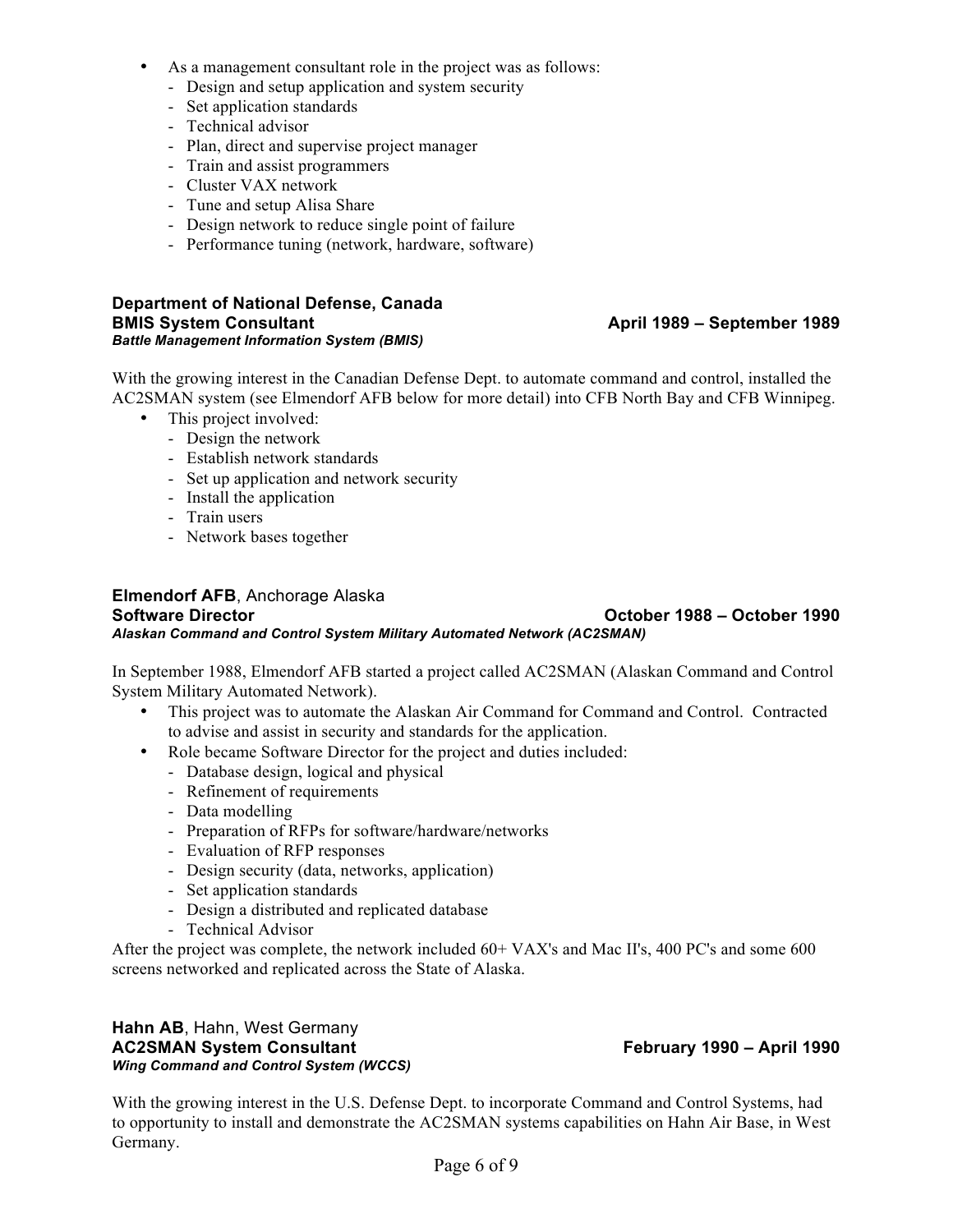- As a management consultant role in the project was as follows:
  - Design and setup application and system security
  - Set application standards
  - Technical advisor
  - Plan, direct and supervise project manager
  - Train and assist programmers
  - Cluster VAX network
  - Tune and setup Alisa Share
  - Design network to reduce single point of failure
  - Performance tuning (network, hardware, software)

**Department of National Defense, Canada**
**BMIS System Consultant** **April 1989 – September 1989**
***Battle Management Information System (BMIS)***

With the growing interest in the Canadian Defense Dept. to automate command and control, installed the AC2SMAN system (see Elmendorf AFB below for more detail) into CFB North Bay and CFB Winnipeg.

- This project involved:
  - Design the network
  - Establish network standards
  - Set up application and network security
  - Install the application
  - Train users
  - Network bases together

**Elmendorf AFB**, Anchorage Alaska
**Software Director** **October 1988 – October 1990**
***Alaskan Command and Control System Military Automated Network (AC2SMAN)***

In September 1988, Elmendorf AFB started a project called AC2SMAN (Alaskan Command and Control System Military Automated Network).

- This project was to automate the Alaskan Air Command for Command and Control. Contracted to advise and assist in security and standards for the application.
- Role became Software Director for the project and duties included:
  - Database design, logical and physical
  - Refinement of requirements
  - Data modelling
  - Preparation of RFPs for software/hardware/networks
  - Evaluation of RFP responses
  - Design security (data, networks, application)
  - Set application standards
  - Design a distributed and replicated database
  - Technical Advisor

After the project was complete, the network included 60+ VAX's and Mac II's, 400 PC's and some 600 screens networked and replicated across the State of Alaska.

**Hahn AB**, Hahn, West Germany
**AC2SMAN System Consultant** **February 1990 – April 1990**
***Wing Command and Control System (WCCS)***

With the growing interest in the U.S. Defense Dept. to incorporate Command and Control Systems, had to opportunity to install and demonstrate the AC2SMAN systems capabilities on Hahn Air Base, in West Germany.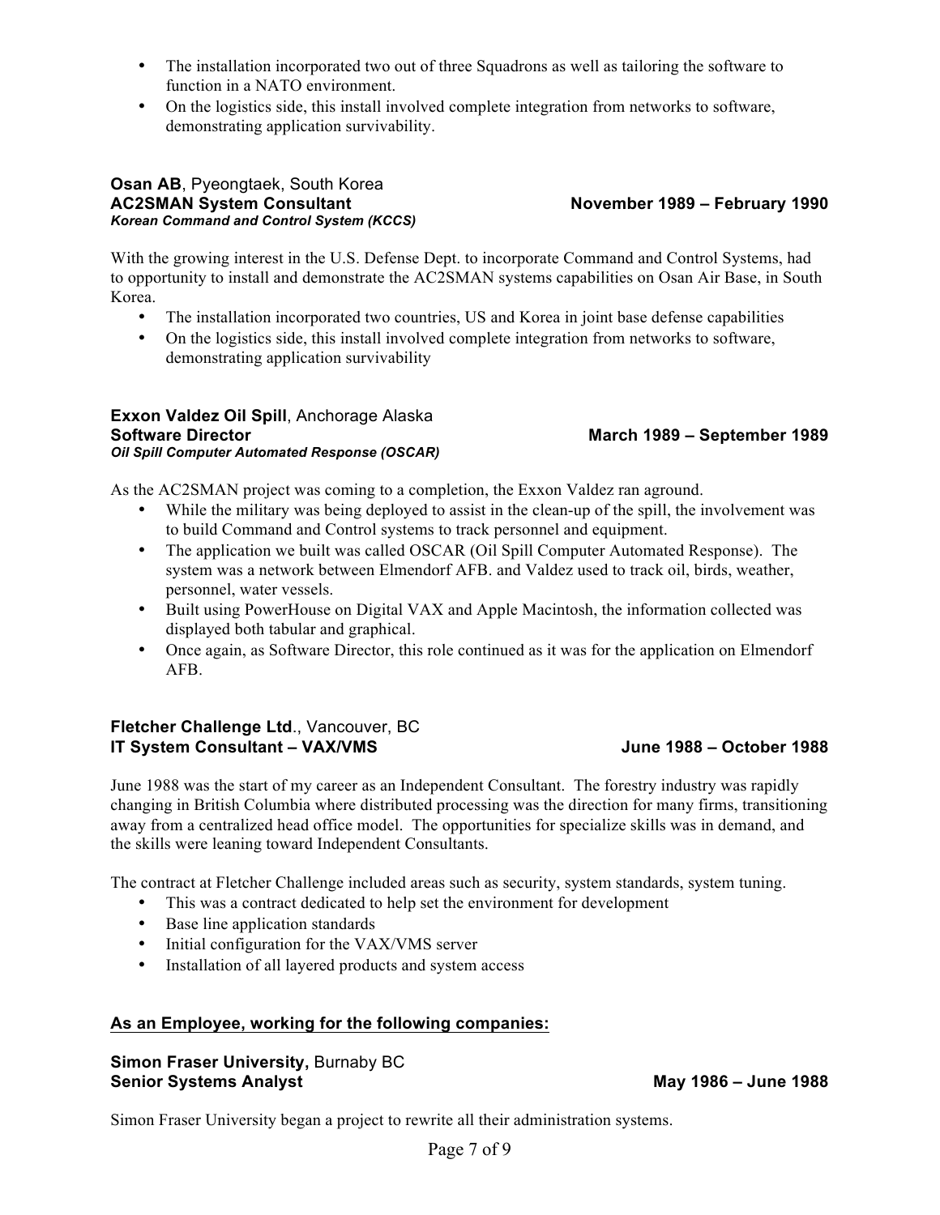- The installation incorporated two out of three Squadrons as well as tailoring the software to function in a NATO environment.
- On the logistics side, this install involved complete integration from networks to software, demonstrating application survivability.

**Osan AB**, Pyeongtaek, South Korea
**AC2SMAN System Consultant** **November 1989 – February 1990**
***Korean Command and Control System (KCCS)***

With the growing interest in the U.S. Defense Dept. to incorporate Command and Control Systems, had to opportunity to install and demonstrate the AC2SMAN systems capabilities on Osan Air Base, in South Korea.

- The installation incorporated two countries, US and Korea in joint base defense capabilities
- On the logistics side, this install involved complete integration from networks to software, demonstrating application survivability

**Exxon Valdez Oil Spill**, Anchorage Alaska
**Software Director** **March 1989 – September 1989**
***Oil Spill Computer Automated Response (OSCAR)***

As the AC2SMAN project was coming to a completion, the Exxon Valdez ran aground.

- While the military was being deployed to assist in the clean-up of the spill, the involvement was to build Command and Control systems to track personnel and equipment.
- The application we built was called OSCAR (Oil Spill Computer Automated Response). The system was a network between Elmendorf AFB. and Valdez used to track oil, birds, weather, personnel, water vessels.
- Built using PowerHouse on Digital VAX and Apple Macintosh, the information collected was displayed both tabular and graphical.
- Once again, as Software Director, this role continued as it was for the application on Elmendorf AFB.

**Fletcher Challenge Ltd**., Vancouver, BC
**IT System Consultant – VAX/VMS** **June 1988 – October 1988**

June 1988 was the start of my career as an Independent Consultant. The forestry industry was rapidly changing in British Columbia where distributed processing was the direction for many firms, transitioning away from a centralized head office model. The opportunities for specialize skills was in demand, and the skills were leaning toward Independent Consultants.

The contract at Fletcher Challenge included areas such as security, system standards, system tuning.

- This was a contract dedicated to help set the environment for development
- Base line application standards
- Initial configuration for the VAX/VMS server
- Installation of all layered products and system access

**<u>As an Employee, working for the following companies:</u>**

**Simon Fraser University,** Burnaby BC
**Senior Systems Analyst** **May 1986 – June 1988**

Simon Fraser University began a project to rewrite all their administration systems.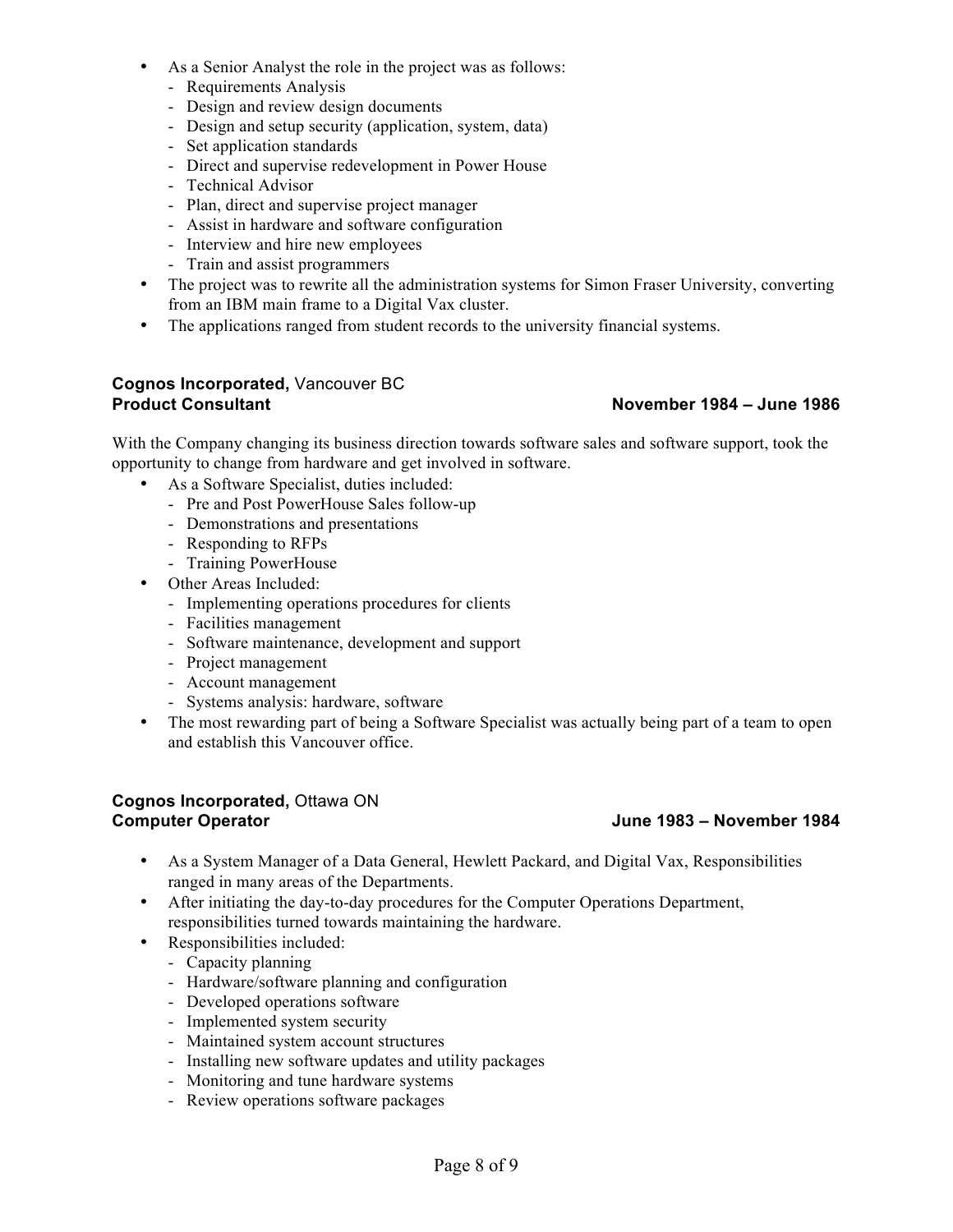- As a Senior Analyst the role in the project was as follows:
  - Requirements Analysis
  - Design and review design documents
  - Design and setup security (application, system, data)
  - Set application standards
  - Direct and supervise redevelopment in Power House
  - Technical Advisor
  - Plan, direct and supervise project manager
  - Assist in hardware and software configuration
  - Interview and hire new employees
  - Train and assist programmers
- The project was to rewrite all the administration systems for Simon Fraser University, converting from an IBM main frame to a Digital Vax cluster.
- The applications ranged from student records to the university financial systems.

**Cognos Incorporated,** Vancouver BC
**Product Consultant** **November 1984 – June 1986**

With the Company changing its business direction towards software sales and software support, took the opportunity to change from hardware and get involved in software.

- As a Software Specialist, duties included:
  - Pre and Post PowerHouse Sales follow-up
  - Demonstrations and presentations
  - Responding to RFPs
  - Training PowerHouse
- Other Areas Included:
  - Implementing operations procedures for clients
  - Facilities management
  - Software maintenance, development and support
  - Project management
  - Account management
  - Systems analysis: hardware, software
- The most rewarding part of being a Software Specialist was actually being part of a team to open and establish this Vancouver office.

**Cognos Incorporated,** Ottawa ON
**Computer Operator** **June 1983 – November 1984**

- As a System Manager of a Data General, Hewlett Packard, and Digital Vax, Responsibilities ranged in many areas of the Departments.
- After initiating the day-to-day procedures for the Computer Operations Department, responsibilities turned towards maintaining the hardware.
- Responsibilities included:
  - Capacity planning
  - Hardware/software planning and configuration
  - Developed operations software
  - Implemented system security
  - Maintained system account structures
  - Installing new software updates and utility packages
  - Monitoring and tune hardware systems
  - Review operations software packages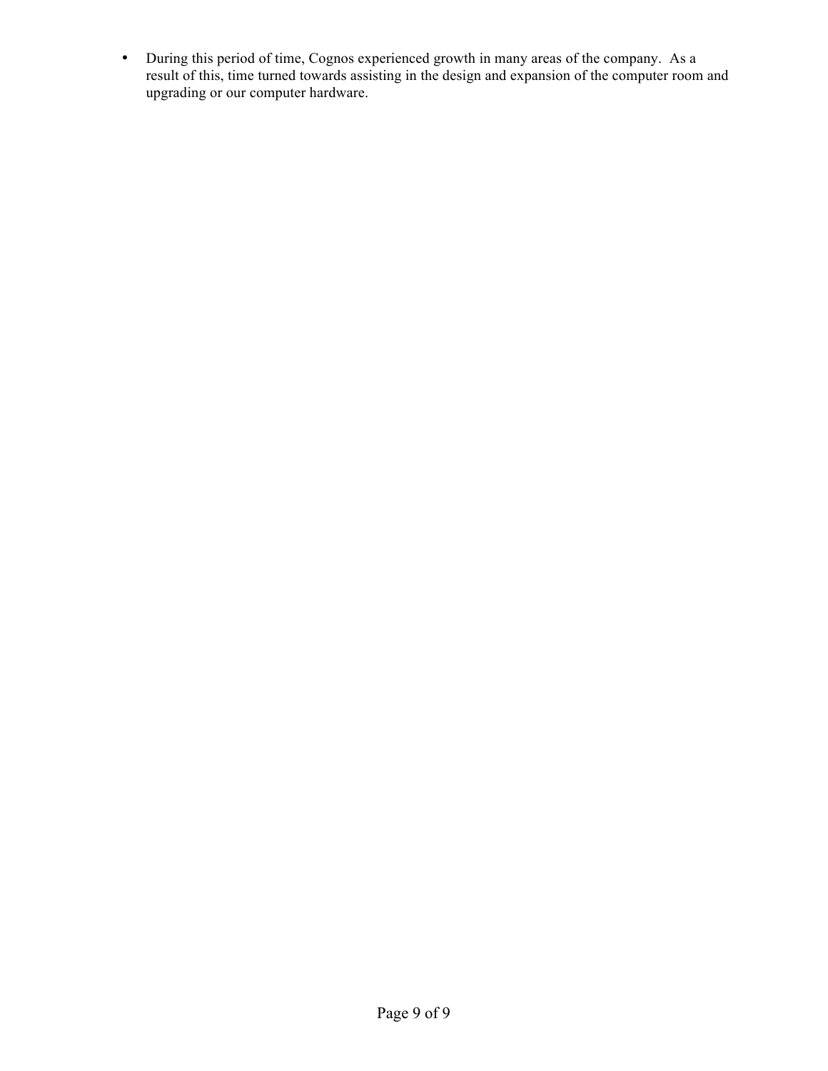- During this period of time, Cognos experienced growth in many areas of the company. As a result of this, time turned towards assisting in the design and expansion of the computer room and upgrading or our computer hardware.